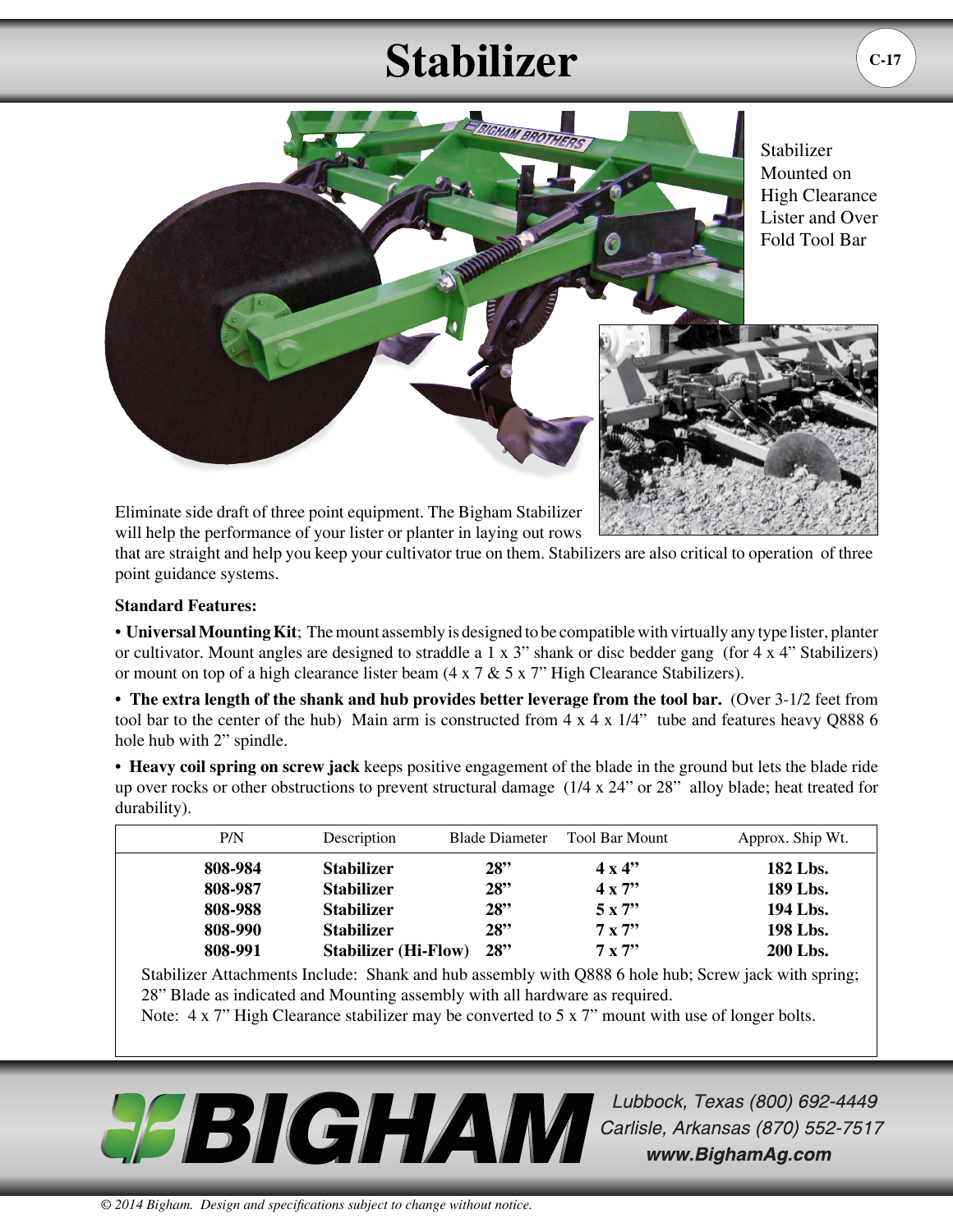# Stabilizer

Stabilizer Mounted on High Clearance Lister and Over Fold Tool Bar

Eliminate side draft of three point equipment. The Bigham Stabilizer will help the performance of your lister or planter in laying out rows that are straight and help you keep your cultivator true on them. Stabilizers are also critical to operation of three point guidance systems.

**Standard Features:**

• **Universal Mounting Kit**; The mount assembly is designed to be compatible with virtually any type lister, planter or cultivator. Mount angles are designed to straddle a 1 x 3" shank or disc bedder gang (for 4 x 4" Stabilizers) or mount on top of a high clearance lister beam (4 x 7 & 5 x 7" High Clearance Stabilizers).

• **The extra length of the shank and hub provides better leverage from the tool bar.** (Over 3-1/2 feet from tool bar to the center of the hub) Main arm is constructed from 4 x 4 x 1/4" tube and features heavy Q888 6 hole hub with 2" spindle.

• **Heavy coil spring on screw jack** keeps positive engagement of the blade in the ground but lets the blade ride up over rocks or other obstructions to prevent structural damage (1/4 x 24" or 28" alloy blade; heat treated for durability).

| P/N | Description | Blade Diameter | Tool Bar Mount | Approx. Ship Wt. |
|---|---|---|---|---|
| **808-984** | **Stabilizer** | **28"** | **4 x 4"** | **182 Lbs.** |
| **808-987** | **Stabilizer** | **28"** | **4 x 7"** | **189 Lbs.** |
| **808-988** | **Stabilizer** | **28"** | **5 x 7"** | **194 Lbs.** |
| **808-990** | **Stabilizer** | **28"** | **7 x 7"** | **198 Lbs.** |
| **808-991** | **Stabilizer (Hi-Flow)** | **28"** | **7 x 7"** | **200 Lbs.** |

Stabilizer Attachments Include: Shank and hub assembly with Q888 6 hole hub; Screw jack with spring; 28" Blade as indicated and Mounting assembly with all hardware as required.

Note: 4 x 7" High Clearance stabilizer may be converted to 5 x 7" mount with use of longer bolts.

**BIGHAM**

*Lubbock, Texas (800) 692-4449*
*Carlisle, Arkansas (870) 552-7517*
***www.BighamAg.com***

*© 2014 Bigham. Design and specifications subject to change without notice.*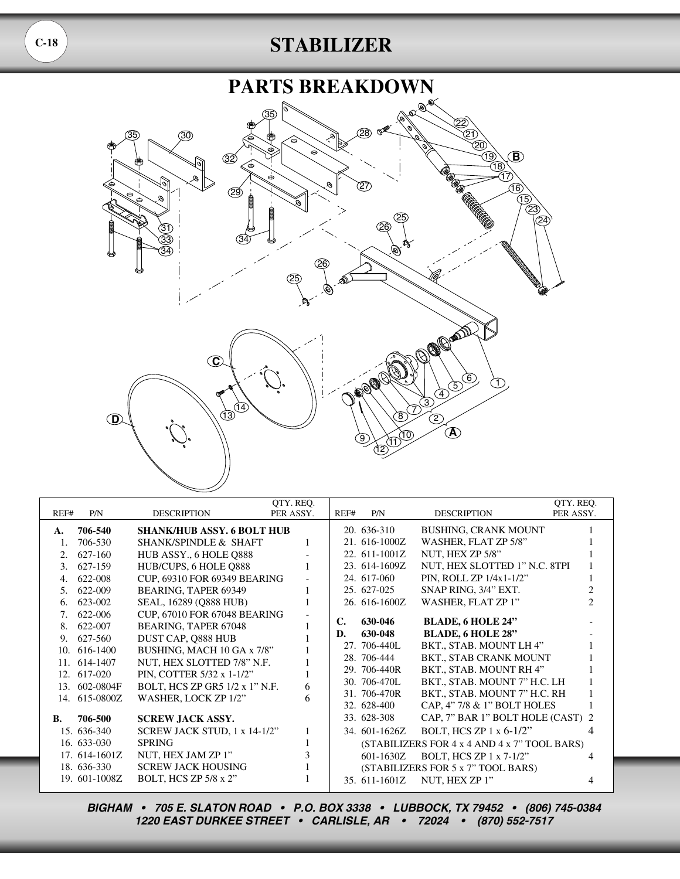# STABILIZER

## PARTS BREAKDOWN

| REF# | P/N | DESCRIPTION | QTY. REQ. PER ASSY. |
|---|---|---|---|
| **A.** | **706-540** | **SHANK/HUB ASSY. 6 BOLT HUB** | |
| 1. | 706-530 | SHANK/SPINDLE & SHAFT | 1 |
| 2. | 627-160 | HUB ASSY., 6 HOLE Q888 | - |
| 3. | 627-159 | HUB/CUPS, 6 HOLE Q888 | 1 |
| 4. | 622-008 | CUP, 69310 FOR 69349 BEARING | - |
| 5. | 622-009 | BEARING, TAPER 69349 | 1 |
| 6. | 623-002 | SEAL, 16289 (Q888 HUB) | 1 |
| 7. | 622-006 | CUP, 67010 FOR 67048 BEARING | - |
| 8. | 622-007 | BEARING, TAPER 67048 | 1 |
| 9. | 627-560 | DUST CAP, Q888 HUB | 1 |
| 10. | 616-1400 | BUSHING, MACH 10 GA x 7/8" | 1 |
| 11. | 614-1407 | NUT, HEX SLOTTED 7/8" N.F. | 1 |
| 12. | 617-020 | PIN, COTTER 5/32 x 1-1/2" | 1 |
| 13. | 602-0804F | BOLT, HCS ZP GR5 1/2 x 1" N.F. | 6 |
| 14. | 615-0800Z | WASHER, LOCK ZP 1/2" | 6 |
| **B.** | **706-500** | **SCREW JACK ASSY.** | |
| 15. | 636-340 | SCREW JACK STUD, 1 x 14-1/2" | 1 |
| 16. | 633-030 | SPRING | 1 |
| 17. | 614-1601Z | NUT, HEX JAM ZP 1" | 3 |
| 18. | 636-330 | SCREW JACK HOUSING | 1 |
| 19. | 601-1008Z | BOLT, HCS ZP 5/8 x 2" | 1 |
| 20. | 636-310 | BUSHING, CRANK MOUNT | 1 |
| 21. | 616-1000Z | WASHER, FLAT ZP 5/8" | 1 |
| 22. | 611-1001Z | NUT, HEX ZP 5/8" | 1 |
| 23. | 614-1609Z | NUT, HEX SLOTTED 1" N.C. 8TPI | 1 |
| 24. | 617-060 | PIN, ROLL ZP 1/4x1-1/2" | 1 |
| 25. | 627-025 | SNAP RING, 3/4" EXT. | 2 |
| 26. | 616-1600Z | WASHER, FLAT ZP 1" | 2 |
| **C.** | **630-046** | **BLADE, 6 HOLE 24"** | - |
| **D.** | **630-048** | **BLADE, 6 HOLE 28"** | - |
| 27. | 706-440L | BKT., STAB. MOUNT LH 4" | 1 |
| 28. | 706-444 | BKT., STAB CRANK MOUNT | 1 |
| 29. | 706-440R | BKT., STAB. MOUNT RH 4" | 1 |
| 30. | 706-470L | BKT., STAB. MOUNT 7" H.C. LH | 1 |
| 31. | 706-470R | BKT., STAB. MOUNT 7" H.C. RH | 1 |
| 32. | 628-400 | CAP, 4" 7/8 & 1" BOLT HOLES | 1 |
| 33. | 628-308 | CAP, 7" BAR 1" BOLT HOLE (CAST) | 2 |
| 34. | 601-1626Z | BOLT, HCS ZP 1 x 6-1/2" | 4 |
| | | (STABILIZERS FOR 4 x 4 AND 4 x 7" TOOL BARS) | |
| | 601-1630Z | BOLT, HCS ZP 1 x 7-1/2" | 4 |
| | | (STABILIZERS FOR 5 x 7" TOOL BARS) | |
| 35. | 611-1601Z | NUT, HEX ZP 1" | 4 |

*BIGHAM • 705 E. SLATON ROAD • P.O. BOX 3338 • LUBBOCK, TX 79452 • (806) 745-0384*
*1220 EAST DURKEE STREET • CARLISLE, AR • 72024 • (870) 552-7517*